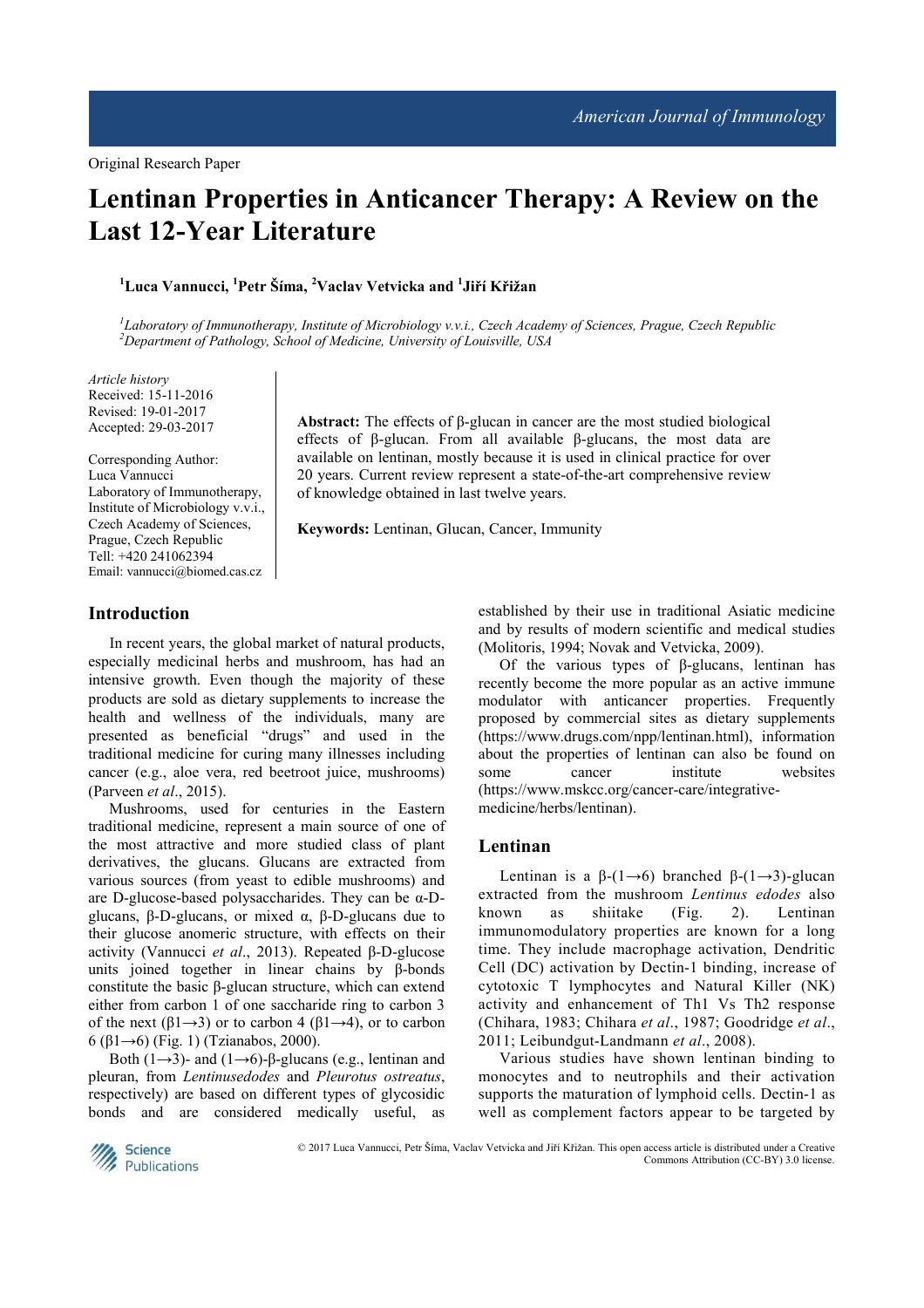Original Research Paper

# Lentinan Properties in Anticancer Therapy: A Review on the Last 12-Year Literature

[1]Luca Vannucci, [1]Petr Šíma, [2]Vaclav Vetvicka and [1]Jiří Křižan

[1]*Laboratory of Immunotherapy, Institute of Microbiology v.v.i., Czech Academy of Sciences, Prague, Czech Republic*
[2]*Department of Pathology, School of Medicine, University of Louisville, USA*

*Article history*
Received: 15-11-2016
Revised: 19-01-2017
Accepted: 29-03-2017

Corresponding Author:
Luca Vannucci
Laboratory of Immunotherapy, Institute of Microbiology v.v.i., Czech Academy of Sciences, Prague, Czech Republic
Tell: +420 241062394
Email: vannucci@biomed.cas.cz

**Abstract:** The effects of β-glucan in cancer are the most studied biological effects of β-glucan. From all available β-glucans, the most data are available on lentinan, mostly because it is used in clinical practice for over 20 years. Current review represent a state-of-the-art comprehensive review of knowledge obtained in last twelve years.

**Keywords:** Lentinan, Glucan, Cancer, Immunity

## Introduction

In recent years, the global market of natural products, especially medicinal herbs and mushroom, has had an intensive growth. Even though the majority of these products are sold as dietary supplements to increase the health and wellness of the individuals, many are presented as beneficial "drugs" and used in the traditional medicine for curing many illnesses including cancer (e.g., aloe vera, red beetroot juice, mushrooms) (Parveen *et al*., 2015).

Mushrooms, used for centuries in the Eastern traditional medicine, represent a main source of one of the most attractive and more studied class of plant derivatives, the glucans. Glucans are extracted from various sources (from yeast to edible mushrooms) and are D-glucose-based polysaccharides. They can be α-D-glucans, β-D-glucans, or mixed α, β-D-glucans due to their glucose anomeric structure, with effects on their activity (Vannucci *et al*., 2013). Repeated β-D-glucose units joined together in linear chains by β-bonds constitute the basic β-glucan structure, which can extend either from carbon 1 of one saccharide ring to carbon 3 of the next (β1→3) or to carbon 4 (β1→4), or to carbon 6 (β1→6) (Fig. 1) (Tzianabos, 2000).

Both (1→3)- and (1→6)-β-glucans (e.g., lentinan and pleuran, from *Lentinusedodes* and *Pleurotus ostreatus*, respectively) are based on different types of glycosidic bonds and are considered medically useful, as established by their use in traditional Asiatic medicine and by results of modern scientific and medical studies (Molitoris, 1994; Novak and Vetvicka, 2009).

Of the various types of β-glucans, lentinan has recently become the more popular as an active immune modulator with anticancer properties. Frequently proposed by commercial sites as dietary supplements (https://www.drugs.com/npp/lentinan.html), information about the properties of lentinan can also be found on some cancer institute websites (https://www.mskcc.org/cancer-care/integrative-medicine/herbs/lentinan).

## Lentinan

Lentinan is a β-(1→6) branched β-(1→3)-glucan extracted from the mushroom *Lentinus edodes* also known as shiitake (Fig. 2). Lentinan immunomodulatory properties are known for a long time. They include macrophage activation, Dendritic Cell (DC) activation by Dectin-1 binding, increase of cytotoxic T lymphocytes and Natural Killer (NK) activity and enhancement of Th1 Vs Th2 response (Chihara, 1983; Chihara *et al*., 1987; Goodridge *et al*., 2011; Leibundgut-Landmann *et al*., 2008).

Various studies have shown lentinan binding to monocytes and to neutrophils and their activation supports the maturation of lymphoid cells. Dectin-1 as well as complement factors appear to be targeted by

© 2017 Luca Vannucci, Petr Šíma, Vaclav Vetvicka and Jiří Křižan. This open access article is distributed under a Creative Commons Attribution (CC-BY) 3.0 license.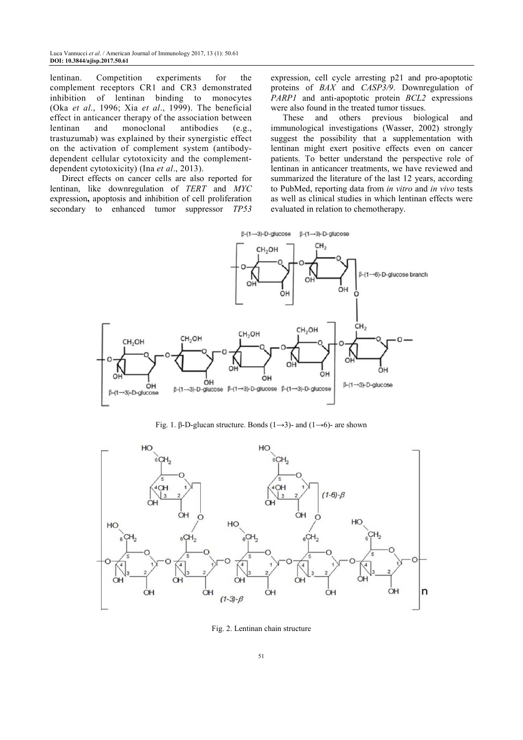lentinan. Competition experiments for the complement receptors CR1 and CR3 demonstrated inhibition of lentinan binding to monocytes (Oka *et al*., 1996; Xia *et al*., 1999). The beneficial effect in anticancer therapy of the association between lentinan and monoclonal antibodies (e.g., trastuzumab) was explained by their synergistic effect on the activation of complement system (antibody-dependent cellular cytotoxicity and the complement-dependent cytotoxicity) (Ina *et al*., 2013).

Direct effects on cancer cells are also reported for lentinan, like downregulation of *TERT* and *MYC* expression**,** apoptosis and inhibition of cell proliferation secondary to enhanced tumor suppressor *TP53* expression, cell cycle arresting p21 and pro-apoptotic proteins of *BAX* and *CASP3/9*. Downregulation of *PARP1* and anti-apoptotic protein *BCL2* expressions were also found in the treated tumor tissues.

These and others previous biological and immunological investigations (Wasser, 2002) strongly suggest the possibility that a supplementation with lentinan might exert positive effects even on cancer patients. To better understand the perspective role of lentinan in anticancer treatments, we have reviewed and summarized the literature of the last 12 years, according to PubMed, reporting data from *in vitro* and *in vivo* tests as well as clinical studies in which lentinan effects were evaluated in relation to chemotherapy.

Fig. 1. β-D-glucan structure. Bonds (1→3)- and (1→6)- are shown

Fig. 2. Lentinan chain structure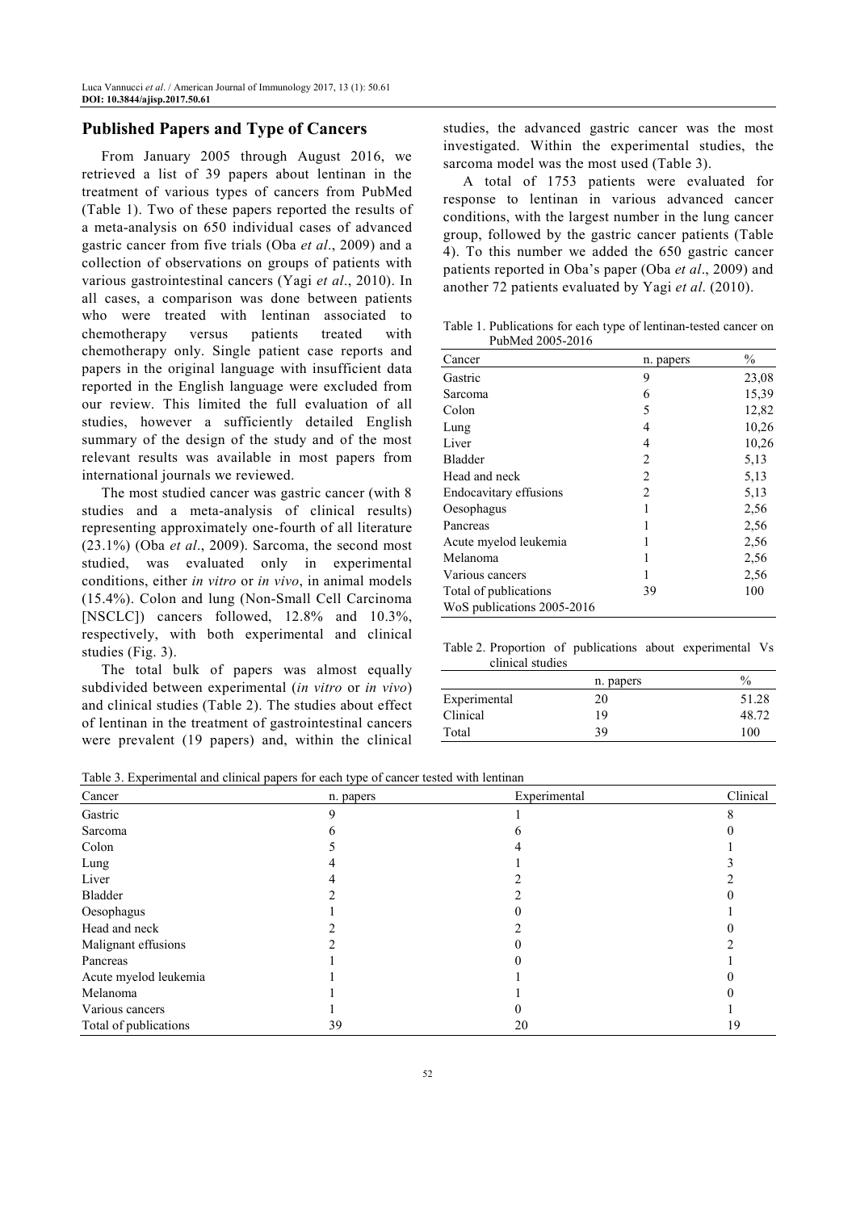## Published Papers and Type of Cancers

From January 2005 through August 2016, we retrieved a list of 39 papers about lentinan in the treatment of various types of cancers from PubMed (Table 1). Two of these papers reported the results of a meta-analysis on 650 individual cases of advanced gastric cancer from five trials (Oba *et al*., 2009) and a collection of observations on groups of patients with various gastrointestinal cancers (Yagi *et al*., 2010). In all cases, a comparison was done between patients who were treated with lentinan associated to chemotherapy versus patients treated with chemotherapy only. Single patient case reports and papers in the original language with insufficient data reported in the English language were excluded from our review. This limited the full evaluation of all studies, however a sufficiently detailed English summary of the design of the study and of the most relevant results was available in most papers from international journals we reviewed.

The most studied cancer was gastric cancer (with 8 studies and a meta-analysis of clinical results) representing approximately one-fourth of all literature (23.1%) (Oba *et al*., 2009). Sarcoma, the second most studied, was evaluated only in experimental conditions, either *in vitro* or *in vivo*, in animal models (15.4%). Colon and lung (Non-Small Cell Carcinoma [NSCLC]) cancers followed, 12.8% and 10.3%, respectively, with both experimental and clinical studies (Fig. 3).

The total bulk of papers was almost equally subdivided between experimental (*in vitro* or *in vivo*) and clinical studies (Table 2). The studies about effect of lentinan in the treatment of gastrointestinal cancers were prevalent (19 papers) and, within the clinical studies, the advanced gastric cancer was the most investigated. Within the experimental studies, the sarcoma model was the most used (Table 3).

A total of 1753 patients were evaluated for response to lentinan in various advanced cancer conditions, with the largest number in the lung cancer group, followed by the gastric cancer patients (Table 4). To this number we added the 650 gastric cancer patients reported in Oba's paper (Oba *et al*., 2009) and another 72 patients evaluated by Yagi *et al*. (2010).

Table 1. Publications for each type of lentinan-tested cancer on PubMed 2005-2016

| Cancer | n. papers | % |
|---|---|---|
| Gastric | 9 | 23,08 |
| Sarcoma | 6 | 15,39 |
| Colon | 5 | 12,82 |
| Lung | 4 | 10,26 |
| Liver | 4 | 10,26 |
| Bladder | 2 | 5,13 |
| Head and neck | 2 | 5,13 |
| Endocavitary effusions | 2 | 5,13 |
| Oesophagus | 1 | 2,56 |
| Pancreas | 1 | 2,56 |
| Acute myelod leukemia | 1 | 2,56 |
| Melanoma | 1 | 2,56 |
| Various cancers | 1 | 2,56 |
| Total of publications | 39 | 100 |
| WoS publications 2005-2016 | | |

Table 2. Proportion of publications about experimental Vs clinical studies

| | n. papers | % |
|---|---|---|
| Experimental | 20 | 51.28 |
| Clinical | 19 | 48.72 |
| Total | 39 | 100 |

Table 3. Experimental and clinical papers for each type of cancer tested with lentinan

| Cancer | n. papers | Experimental | Clinical |
|---|---|---|---|
| Gastric | 9 | 1 | 8 |
| Sarcoma | 6 | 6 | 0 |
| Colon | 5 | 4 | 1 |
| Lung | 4 | 1 | 3 |
| Liver | 4 | 2 | 2 |
| Bladder | 2 | 2 | 0 |
| Oesophagus | 1 | 0 | 1 |
| Head and neck | 2 | 2 | 0 |
| Malignant effusions | 2 | 0 | 2 |
| Pancreas | 1 | 0 | 1 |
| Acute myelod leukemia | 1 | 1 | 0 |
| Melanoma | 1 | 1 | 0 |
| Various cancers | 1 | 0 | 1 |
| Total of publications | 39 | 20 | 19 |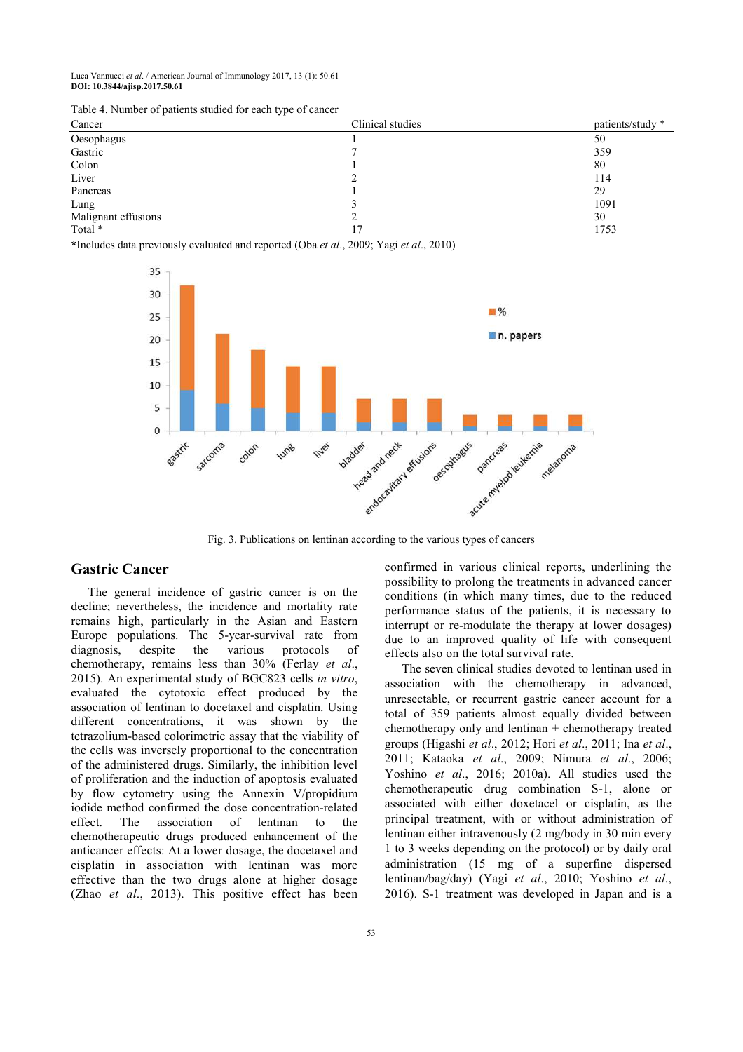Table 4. Number of patients studied for each type of cancer

| Cancer | Clinical studies | patients/study * |
|---|---|---|
| Oesophagus | 1 | 50 |
| Gastric | 7 | 359 |
| Colon | 1 | 80 |
| Liver | 2 | 114 |
| Pancreas | 1 | 29 |
| Lung | 3 | 1091 |
| Malignant effusions | 2 | 30 |
| Total * | 17 | 1753 |

*Includes data previously evaluated and reported (Oba *et al*., 2009; Yagi *et al*., 2010)

Fig. 3. Publications on lentinan according to the various types of cancers

## Gastric Cancer

The general incidence of gastric cancer is on the decline; nevertheless, the incidence and mortality rate remains high, particularly in the Asian and Eastern Europe populations. The 5-year-survival rate from diagnosis, despite the various protocols of chemotherapy, remains less than 30% (Ferlay *et al*., 2015). An experimental study of BGC823 cells *in vitro*, evaluated the cytotoxic effect produced by the association of lentinan to docetaxel and cisplatin. Using different concentrations, it was shown by the tetrazolium-based colorimetric assay that the viability of the cells was inversely proportional to the concentration of the administered drugs. Similarly, the inhibition level of proliferation and the induction of apoptosis evaluated by flow cytometry using the Annexin V/propidium iodide method confirmed the dose concentration-related effect. The association of lentinan to the chemotherapeutic drugs produced enhancement of the anticancer effects: At a lower dosage, the docetaxel and cisplatin in association with lentinan was more effective than the two drugs alone at higher dosage (Zhao *et al*., 2013). This positive effect has been confirmed in various clinical reports, underlining the possibility to prolong the treatments in advanced cancer conditions (in which many times, due to the reduced performance status of the patients, it is necessary to interrupt or re-modulate the therapy at lower dosages) due to an improved quality of life with consequent effects also on the total survival rate.

The seven clinical studies devoted to lentinan used in association with the chemotherapy in advanced, unresectable, or recurrent gastric cancer account for a total of 359 patients almost equally divided between chemotherapy only and lentinan + chemotherapy treated groups (Higashi *et al*., 2012; Hori *et al*., 2011; Ina *et al*., 2011; Kataoka *et al*., 2009; Nimura *et al*., 2006; Yoshino *et al*., 2016; 2010a). All studies used the chemotherapeutic drug combination S-1, alone or associated with either doxetacel or cisplatin, as the principal treatment, with or without administration of lentinan either intravenously (2 mg/body in 30 min every 1 to 3 weeks depending on the protocol) or by daily oral administration (15 mg of a superfine dispersed lentinan/bag/day) (Yagi *et al*., 2010; Yoshino *et al*., 2016). S-1 treatment was developed in Japan and is a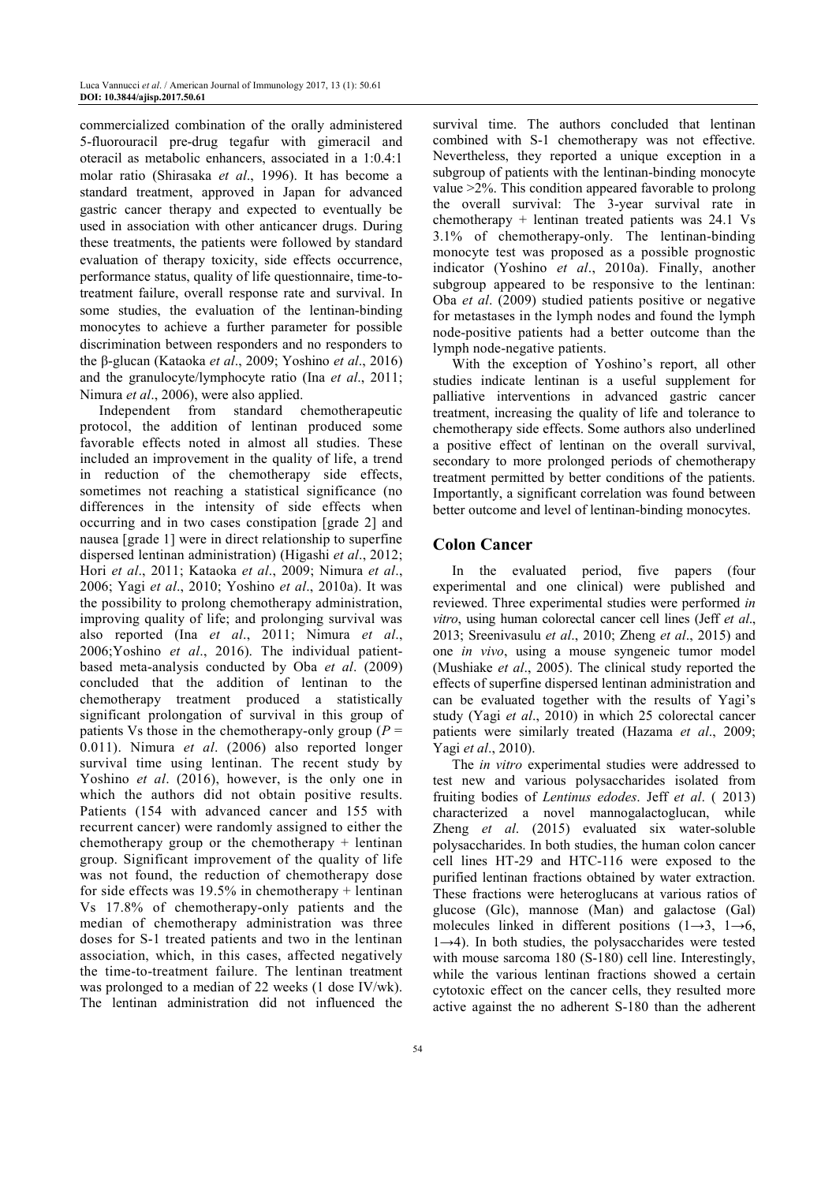commercialized combination of the orally administered 5-fluorouracil pre-drug tegafur with gimeracil and oteracil as metabolic enhancers, associated in a 1:0.4:1 molar ratio (Shirasaka *et al*., 1996). It has become a standard treatment, approved in Japan for advanced gastric cancer therapy and expected to eventually be used in association with other anticancer drugs. During these treatments, the patients were followed by standard evaluation of therapy toxicity, side effects occurrence, performance status, quality of life questionnaire, time-to-treatment failure, overall response rate and survival. In some studies, the evaluation of the lentinan-binding monocytes to achieve a further parameter for possible discrimination between responders and no responders to the β-glucan (Kataoka *et al*., 2009; Yoshino *et al*., 2016) and the granulocyte/lymphocyte ratio (Ina *et al*., 2011; Nimura *et al*., 2006), were also applied.

Independent from standard chemotherapeutic protocol, the addition of lentinan produced some favorable effects noted in almost all studies. These included an improvement in the quality of life, a trend in reduction of the chemotherapy side effects, sometimes not reaching a statistical significance (no differences in the intensity of side effects when occurring and in two cases constipation [grade 2] and nausea [grade 1] were in direct relationship to superfine dispersed lentinan administration) (Higashi *et al*., 2012; Hori *et al*., 2011; Kataoka *et al*., 2009; Nimura *et al*., 2006; Yagi *et al*., 2010; Yoshino *et al*., 2010a). It was the possibility to prolong chemotherapy administration, improving quality of life; and prolonging survival was also reported (Ina *et al*., 2011; Nimura *et al*., 2006;Yoshino *et al*., 2016). The individual patient-based meta-analysis conducted by Oba *et al*. (2009) concluded that the addition of lentinan to the chemotherapy treatment produced a statistically significant prolongation of survival in this group of patients Vs those in the chemotherapy-only group ($P$ = 0.011). Nimura *et al*. (2006) also reported longer survival time using lentinan. The recent study by Yoshino *et al*. (2016), however, is the only one in which the authors did not obtain positive results. Patients (154 with advanced cancer and 155 with recurrent cancer) were randomly assigned to either the chemotherapy group or the chemotherapy + lentinan group. Significant improvement of the quality of life was not found, the reduction of chemotherapy dose for side effects was 19.5% in chemotherapy + lentinan Vs 17.8% of chemotherapy-only patients and the median of chemotherapy administration was three doses for S-1 treated patients and two in the lentinan association, which, in this cases, affected negatively the time-to-treatment failure. The lentinan treatment was prolonged to a median of 22 weeks (1 dose IV/wk). The lentinan administration did not influenced the survival time. The authors concluded that lentinan combined with S-1 chemotherapy was not effective. Nevertheless, they reported a unique exception in a subgroup of patients with the lentinan-binding monocyte value >2%. This condition appeared favorable to prolong the overall survival: The 3-year survival rate in chemotherapy + lentinan treated patients was 24.1 Vs 3.1% of chemotherapy-only. The lentinan-binding monocyte test was proposed as a possible prognostic indicator (Yoshino *et al*., 2010a). Finally, another subgroup appeared to be responsive to the lentinan: Oba *et al*. (2009) studied patients positive or negative for metastases in the lymph nodes and found the lymph node-positive patients had a better outcome than the lymph node-negative patients.

With the exception of Yoshino's report, all other studies indicate lentinan is a useful supplement for palliative interventions in advanced gastric cancer treatment, increasing the quality of life and tolerance to chemotherapy side effects. Some authors also underlined a positive effect of lentinan on the overall survival, secondary to more prolonged periods of chemotherapy treatment permitted by better conditions of the patients. Importantly, a significant correlation was found between better outcome and level of lentinan-binding monocytes.

## Colon Cancer

In the evaluated period, five papers (four experimental and one clinical) were published and reviewed. Three experimental studies were performed *in vitro*, using human colorectal cancer cell lines (Jeff *et al*., 2013; Sreenivasulu *et al*., 2010; Zheng *et al*., 2015) and one *in vivo*, using a mouse syngeneic tumor model (Mushiake *et al*., 2005). The clinical study reported the effects of superfine dispersed lentinan administration and can be evaluated together with the results of Yagi's study (Yagi *et al*., 2010) in which 25 colorectal cancer patients were similarly treated (Hazama *et al*., 2009; Yagi *et al*., 2010).

The *in vitro* experimental studies were addressed to test new and various polysaccharides isolated from fruiting bodies of *Lentinus edodes*. Jeff *et al*. ( 2013) characterized a novel mannogalactoglucan, while Zheng *et al*. (2015) evaluated six water-soluble polysaccharides. In both studies, the human colon cancer cell lines HT-29 and HTC-116 were exposed to the purified lentinan fractions obtained by water extraction. These fractions were heteroglucans at various ratios of glucose (Glc), mannose (Man) and galactose (Gal) molecules linked in different positions (1→3, 1→6, 1→4). In both studies, the polysaccharides were tested with mouse sarcoma 180 (S-180) cell line. Interestingly, while the various lentinan fractions showed a certain cytotoxic effect on the cancer cells, they resulted more active against the no adherent S-180 than the adherent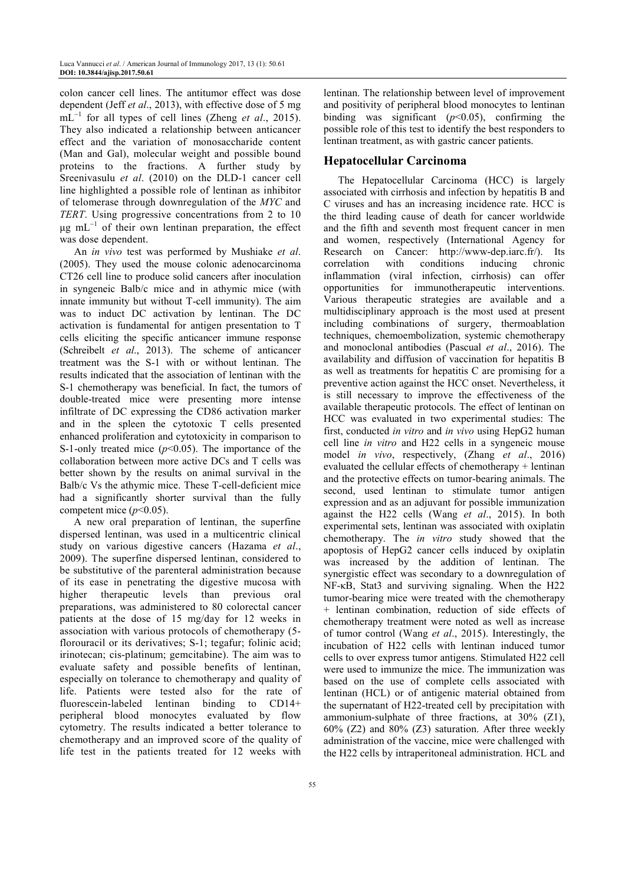colon cancer cell lines. The antitumor effect was dose dependent (Jeff *et al*., 2013), with effective dose of 5 mg $mL^{-1}$ for all types of cell lines (Zheng *et al*., 2015). They also indicated a relationship between anticancer effect and the variation of monosaccharide content (Man and Gal), molecular weight and possible bound proteins to the fractions. A further study by Sreenivasulu *et al*. (2010) on the DLD-1 cancer cell line highlighted a possible role of lentinan as inhibitor of telomerase through downregulation of the *MYC* and *TERT*. Using progressive concentrations from 2 to 10 μg $mL^{-1}$ of their own lentinan preparation, the effect was dose dependent.

An *in vivo* test was performed by Mushiake *et al*. (2005). They used the mouse colonic adenocarcinoma CT26 cell line to produce solid cancers after inoculation in syngeneic Balb/c mice and in athymic mice (with innate immunity but without T-cell immunity). The aim was to induct DC activation by lentinan. The DC activation is fundamental for antigen presentation to T cells eliciting the specific anticancer immune response (Schreibelt *et al*., 2013). The scheme of anticancer treatment was the S-1 with or without lentinan. The results indicated that the association of lentinan with the S-1 chemotherapy was beneficial. In fact, the tumors of double-treated mice were presenting more intense infiltrate of DC expressing the CD86 activation marker and in the spleen the cytotoxic T cells presented enhanced proliferation and cytotoxicity in comparison to S-1-only treated mice ($p<0.05$). The importance of the collaboration between more active DCs and T cells was better shown by the results on animal survival in the Balb/c Vs the athymic mice. These T-cell-deficient mice had a significantly shorter survival than the fully competent mice ($p<0.05$).

A new oral preparation of lentinan, the superfine dispersed lentinan, was used in a multicentric clinical study on various digestive cancers (Hazama *et al*., 2009). The superfine dispersed lentinan, considered to be substitutive of the parenteral administration because of its ease in penetrating the digestive mucosa with higher therapeutic levels than previous oral preparations, was administered to 80 colorectal cancer patients at the dose of 15 mg/day for 12 weeks in association with various protocols of chemotherapy (5-florouracil or its derivatives; S-1; tegafur; folinic acid; irinotecan; cis-platinum; gemcitabine). The aim was to evaluate safety and possible benefits of lentinan, especially on tolerance to chemotherapy and quality of life. Patients were tested also for the rate of fluorescein-labeled lentinan binding to CD14+ peripheral blood monocytes evaluated by flow cytometry. The results indicated a better tolerance to chemotherapy and an improved score of the quality of life test in the patients treated for 12 weeks with lentinan. The relationship between level of improvement and positivity of peripheral blood monocytes to lentinan binding was significant ($p<0.05$), confirming the possible role of this test to identify the best responders to lentinan treatment, as with gastric cancer patients.

## Hepatocellular Carcinoma

The Hepatocellular Carcinoma (HCC) is largely associated with cirrhosis and infection by hepatitis B and C viruses and has an increasing incidence rate. HCC is the third leading cause of death for cancer worldwide and the fifth and seventh most frequent cancer in men and women, respectively (International Agency for Research on Cancer: http://www-dep.iarc.fr/). Its correlation with conditions inducing chronic inflammation (viral infection, cirrhosis) can offer opportunities for immunotherapeutic interventions. Various therapeutic strategies are available and a multidisciplinary approach is the most used at present including combinations of surgery, thermoablation techniques, chemoembolization, systemic chemotherapy and monoclonal antibodies (Pascual *et al*., 2016). The availability and diffusion of vaccination for hepatitis B as well as treatments for hepatitis C are promising for a preventive action against the HCC onset. Nevertheless, it is still necessary to improve the effectiveness of the available therapeutic protocols. The effect of lentinan on HCC was evaluated in two experimental studies: The first, conducted *in vitro* and *in vivo* using HepG2 human cell line *in vitro* and H22 cells in a syngeneic mouse model *in vivo*, respectively, (Zhang *et al*., 2016) evaluated the cellular effects of chemotherapy + lentinan and the protective effects on tumor-bearing animals. The second, used lentinan to stimulate tumor antigen expression and as an adjuvant for possible immunization against the H22 cells (Wang *et al*., 2015). In both experimental sets, lentinan was associated with oxiplatin chemotherapy. The *in vitro* study showed that the apoptosis of HepG2 cancer cells induced by oxiplatin was increased by the addition of lentinan. The synergistic effect was secondary to a downregulation of NF-κB, Stat3 and surviving signaling. When the H22 tumor-bearing mice were treated with the chemotherapy + lentinan combination, reduction of side effects of chemotherapy treatment were noted as well as increase of tumor control (Wang *et al*., 2015). Interestingly, the incubation of H22 cells with lentinan induced tumor cells to over express tumor antigens. Stimulated H22 cell were used to immunize the mice. The immunization was based on the use of complete cells associated with lentinan (HCL) or of antigenic material obtained from the supernatant of H22-treated cell by precipitation with ammonium-sulphate of three fractions, at 30% (Z1), 60% (Z2) and 80% (Z3) saturation. After three weekly administration of the vaccine, mice were challenged with the H22 cells by intraperitoneal administration. HCL and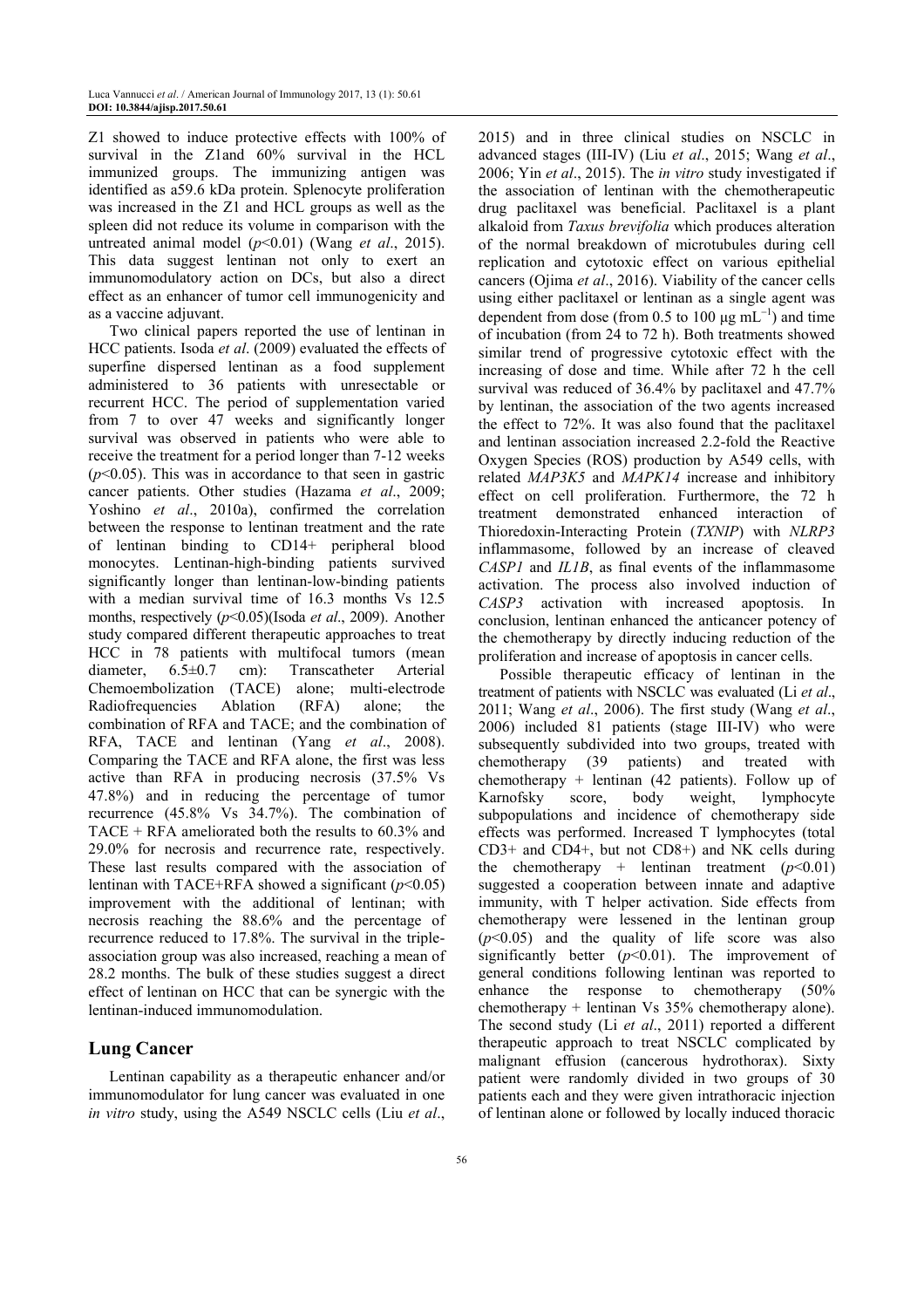Z1 showed to induce protective effects with 100% of survival in the Z1and 60% survival in the HCL immunized groups. The immunizing antigen was identified as a59.6 kDa protein. Splenocyte proliferation was increased in the Z1 and HCL groups as well as the spleen did not reduce its volume in comparison with the untreated animal model ($p$<0.01) (Wang *et al*., 2015). This data suggest lentinan not only to exert an immunomodulatory action on DCs, but also a direct effect as an enhancer of tumor cell immunogenicity and as a vaccine adjuvant.

Two clinical papers reported the use of lentinan in HCC patients. Isoda *et al*. (2009) evaluated the effects of superfine dispersed lentinan as a food supplement administered to 36 patients with unresectable or recurrent HCC. The period of supplementation varied from 7 to over 47 weeks and significantly longer survival was observed in patients who were able to receive the treatment for a period longer than 7-12 weeks ($p$<0.05). This was in accordance to that seen in gastric cancer patients. Other studies (Hazama *et al*., 2009; Yoshino *et al*., 2010a), confirmed the correlation between the response to lentinan treatment and the rate of lentinan binding to CD14+ peripheral blood monocytes. Lentinan-high-binding patients survived significantly longer than lentinan-low-binding patients with a median survival time of 16.3 months Vs 12.5 months, respectively ($p$<0.05)(Isoda *et al*., 2009). Another study compared different therapeutic approaches to treat HCC in 78 patients with multifocal tumors (mean diameter, 6.5±0.7 cm): Transcatheter Arterial Chemoembolization (TACE) alone; multi-electrode Radiofrequencies Ablation (RFA) alone; the combination of RFA and TACE; and the combination of RFA, TACE and lentinan (Yang *et al*., 2008). Comparing the TACE and RFA alone, the first was less active than RFA in producing necrosis (37.5% Vs 47.8%) and in reducing the percentage of tumor recurrence (45.8% Vs 34.7%). The combination of TACE + RFA ameliorated both the results to 60.3% and 29.0% for necrosis and recurrence rate, respectively. These last results compared with the association of lentinan with TACE+RFA showed a significant ($p$<0.05) improvement with the additional of lentinan; with necrosis reaching the 88.6% and the percentage of recurrence reduced to 17.8%. The survival in the triple-association group was also increased, reaching a mean of 28.2 months. The bulk of these studies suggest a direct effect of lentinan on HCC that can be synergic with the lentinan-induced immunomodulation.

## Lung Cancer

Lentinan capability as a therapeutic enhancer and/or immunomodulator for lung cancer was evaluated in one *in vitro* study, using the A549 NSCLC cells (Liu *et al*., 2015) and in three clinical studies on NSCLC in advanced stages (III-IV) (Liu *et al*., 2015; Wang *et al*., 2006; Yin *et al*., 2015). The *in vitro* study investigated if the association of lentinan with the chemotherapeutic drug paclitaxel was beneficial. Paclitaxel is a plant alkaloid from *Taxus brevifolia* which produces alteration of the normal breakdown of microtubules during cell replication and cytotoxic effect on various epithelial cancers (Ojima *et al*., 2016). Viability of the cancer cells using either paclitaxel or lentinan as a single agent was dependent from dose (from 0.5 to 100 μg $mL^{-1}$) and time of incubation (from 24 to 72 h). Both treatments showed similar trend of progressive cytotoxic effect with the increasing of dose and time. While after 72 h the cell survival was reduced of 36.4% by paclitaxel and 47.7% by lentinan, the association of the two agents increased the effect to 72%. It was also found that the paclitaxel and lentinan association increased 2.2-fold the Reactive Oxygen Species (ROS) production by A549 cells, with related *MAP3K5* and *MAPK14* increase and inhibitory effect on cell proliferation. Furthermore, the 72 h treatment demonstrated enhanced interaction of Thioredoxin-Interacting Protein (*TXNIP*) with *NLRP3* inflammasome, followed by an increase of cleaved *CASP1* and *IL1B*, as final events of the inflammasome activation. The process also involved induction of *CASP3* activation with increased apoptosis. In conclusion, lentinan enhanced the anticancer potency of the chemotherapy by directly inducing reduction of the proliferation and increase of apoptosis in cancer cells.

Possible therapeutic efficacy of lentinan in the treatment of patients with NSCLC was evaluated (Li *et al*., 2011; Wang *et al*., 2006). The first study (Wang *et al*., 2006) included 81 patients (stage III-IV) who were subsequently subdivided into two groups, treated with chemotherapy (39 patients) and treated with chemotherapy + lentinan (42 patients). Follow up of Karnofsky score, body weight, lymphocyte subpopulations and incidence of chemotherapy side effects was performed. Increased T lymphocytes (total CD3+ and CD4+, but not CD8+) and NK cells during the chemotherapy + lentinan treatment ($p$<0.01) suggested a cooperation between innate and adaptive immunity, with T helper activation. Side effects from chemotherapy were lessened in the lentinan group ($p$<0.05) and the quality of life score was also significantly better ($p$<0.01). The improvement of general conditions following lentinan was reported to enhance the response to chemotherapy (50% chemotherapy + lentinan Vs 35% chemotherapy alone). The second study (Li *et al*., 2011) reported a different therapeutic approach to treat NSCLC complicated by malignant effusion (cancerous hydrothorax). Sixty patient were randomly divided in two groups of 30 patients each and they were given intrathoracic injection of lentinan alone or followed by locally induced thoracic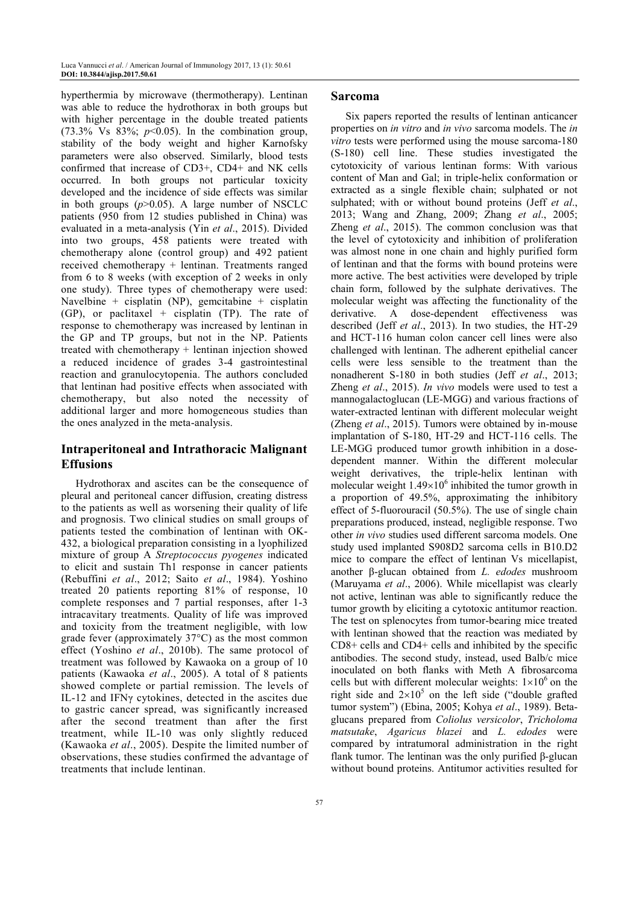hyperthermia by microwave (thermotherapy). Lentinan was able to reduce the hydrothorax in both groups but with higher percentage in the double treated patients (73.3% Vs 83%; $p<0.05$). In the combination group, stability of the body weight and higher Karnofsky parameters were also observed. Similarly, blood tests confirmed that increase of CD3+, CD4+ and NK cells occurred. In both groups not particular toxicity developed and the incidence of side effects was similar in both groups ($p>0.05$). A large number of NSCLC patients (950 from 12 studies published in China) was evaluated in a meta-analysis (Yin *et al*., 2015). Divided into two groups, 458 patients were treated with chemotherapy alone (control group) and 492 patient received chemotherapy + lentinan. Treatments ranged from 6 to 8 weeks (with exception of 2 weeks in only one study). Three types of chemotherapy were used: Navelbine + cisplatin (NP), gemcitabine + cisplatin (GP), or paclitaxel + cisplatin (TP). The rate of response to chemotherapy was increased by lentinan in the GP and TP groups, but not in the NP. Patients treated with chemotherapy + lentinan injection showed a reduced incidence of grades 3-4 gastrointestinal reaction and granulocytopenia. The authors concluded that lentinan had positive effects when associated with chemotherapy, but also noted the necessity of additional larger and more homogeneous studies than the ones analyzed in the meta-analysis.

## Intraperitoneal and Intrathoracic Malignant Effusions

Hydrothorax and ascites can be the consequence of pleural and peritoneal cancer diffusion, creating distress to the patients as well as worsening their quality of life and prognosis. Two clinical studies on small groups of patients tested the combination of lentinan with OK-432, a biological preparation consisting in a lyophilized mixture of group A *Streptococcus pyogenes* indicated to elicit and sustain Th1 response in cancer patients (Rebuffini *et al*., 2012; Saito *et al*., 1984). Yoshino treated 20 patients reporting 81% of response, 10 complete responses and 7 partial responses, after 1-3 intracavitary treatments. Quality of life was improved and toxicity from the treatment negligible, with low grade fever (approximately 37°C) as the most common effect (Yoshino *et al*., 2010b). The same protocol of treatment was followed by Kawaoka on a group of 10 patients (Kawaoka *et al*., 2005). A total of 8 patients showed complete or partial remission. The levels of IL-12 and IFNγ cytokines, detected in the ascites due to gastric cancer spread, was significantly increased after the second treatment than after the first treatment, while IL-10 was only slightly reduced (Kawaoka *et al*., 2005). Despite the limited number of observations, these studies confirmed the advantage of treatments that include lentinan.

## Sarcoma

Six papers reported the results of lentinan anticancer properties on *in vitro* and *in vivo* sarcoma models. The *in vitro* tests were performed using the mouse sarcoma-180 (S-180) cell line. These studies investigated the cytotoxicity of various lentinan forms: With various content of Man and Gal; in triple-helix conformation or extracted as a single flexible chain; sulphated or not sulphated; with or without bound proteins (Jeff *et al*., 2013; Wang and Zhang, 2009; Zhang *et al*., 2005; Zheng *et al*., 2015). The common conclusion was that the level of cytotoxicity and inhibition of proliferation was almost none in one chain and highly purified form of lentinan and that the forms with bound proteins were more active. The best activities were developed by triple chain form, followed by the sulphate derivatives. The molecular weight was affecting the functionality of the derivative. A dose-dependent effectiveness was described (Jeff *et al*., 2013). In two studies, the HT-29 and HCT-116 human colon cancer cell lines were also challenged with lentinan. The adherent epithelial cancer cells were less sensible to the treatment than the nonadherent S-180 in both studies (Jeff *et al*., 2013; Zheng *et al*., 2015). *In vivo* models were used to test a mannogalactoglucan (LE-MGG) and various fractions of water-extracted lentinan with different molecular weight (Zheng *et al*., 2015). Tumors were obtained by in-mouse implantation of S-180, HT-29 and HCT-116 cells. The LE-MGG produced tumor growth inhibition in a dose-dependent manner. Within the different molecular weight derivatives, the triple-helix lentinan with molecular weight $1.49\times10^6$ inhibited the tumor growth in a proportion of 49.5%, approximating the inhibitory effect of 5-fluorouracil (50.5%). The use of single chain preparations produced, instead, negligible response. Two other *in vivo* studies used different sarcoma models. One study used implanted S908D2 sarcoma cells in B10.D2 mice to compare the effect of lentinan Vs micellapist, another β-glucan obtained from *L. edodes* mushroom (Maruyama *et al*., 2006). While micellapist was clearly not active, lentinan was able to significantly reduce the tumor growth by eliciting a cytotoxic antitumor reaction. The test on splenocytes from tumor-bearing mice treated with lentinan showed that the reaction was mediated by CD8+ cells and CD4+ cells and inhibited by the specific antibodies. The second study, instead, used Balb/c mice inoculated on both flanks with Meth A fibrosarcoma cells but with different molecular weights: $1\times10^6$ on the right side and $2\times10^5$ on the left side ("double grafted tumor system") (Ebina, 2005; Kohya *et al*., 1989). Beta-glucans prepared from *Coliolus versicolor*, *Tricholoma matsutake*, *Agaricus blazei* and *L. edodes* were compared by intratumoral administration in the right flank tumor. The lentinan was the only purified β-glucan without bound proteins. Antitumor activities resulted for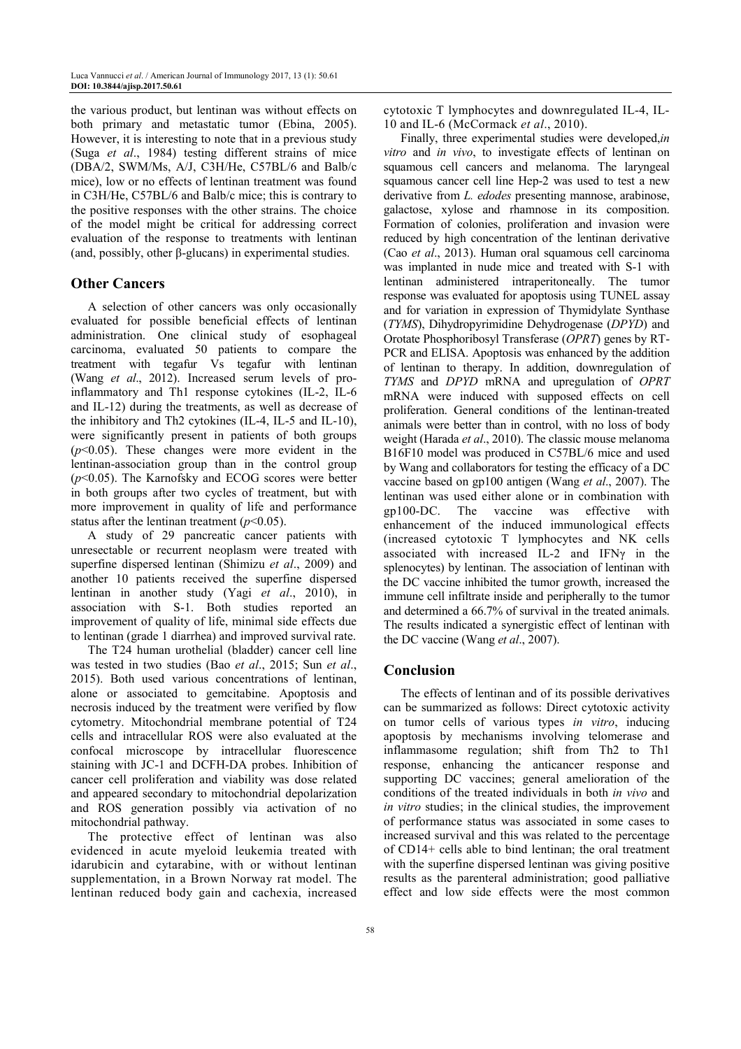the various product, but lentinan was without effects on both primary and metastatic tumor (Ebina, 2005). However, it is interesting to note that in a previous study (Suga *et al*., 1984) testing different strains of mice (DBA/2, SWM/Ms, A/J, C3H/He, C57BL/6 and Balb/c mice), low or no effects of lentinan treatment was found in C3H/He, C57BL/6 and Balb/c mice; this is contrary to the positive responses with the other strains. The choice of the model might be critical for addressing correct evaluation of the response to treatments with lentinan (and, possibly, other β-glucans) in experimental studies.

## Other Cancers

A selection of other cancers was only occasionally evaluated for possible beneficial effects of lentinan administration. One clinical study of esophageal carcinoma, evaluated 50 patients to compare the treatment with tegafur Vs tegafur with lentinan (Wang *et al*., 2012). Increased serum levels of pro-inflammatory and Th1 response cytokines (IL-2, IL-6 and IL-12) during the treatments, as well as decrease of the inhibitory and Th2 cytokines (IL-4, IL-5 and IL-10), were significantly present in patients of both groups ($p<0.05$). These changes were more evident in the lentinan-association group than in the control group ($p<0.05$). The Karnofsky and ECOG scores were better in both groups after two cycles of treatment, but with more improvement in quality of life and performance status after the lentinan treatment ($p<0.05$).

A study of 29 pancreatic cancer patients with unresectable or recurrent neoplasm were treated with superfine dispersed lentinan (Shimizu *et al*., 2009) and another 10 patients received the superfine dispersed lentinan in another study (Yagi *et al*., 2010), in association with S-1. Both studies reported an improvement of quality of life, minimal side effects due to lentinan (grade 1 diarrhea) and improved survival rate.

The T24 human urothelial (bladder) cancer cell line was tested in two studies (Bao *et al*., 2015; Sun *et al*., 2015). Both used various concentrations of lentinan, alone or associated to gemcitabine. Apoptosis and necrosis induced by the treatment were verified by flow cytometry. Mitochondrial membrane potential of T24 cells and intracellular ROS were also evaluated at the confocal microscope by intracellular fluorescence staining with JC-1 and DCFH-DA probes. Inhibition of cancer cell proliferation and viability was dose related and appeared secondary to mitochondrial depolarization and ROS generation possibly via activation of no mitochondrial pathway.

The protective effect of lentinan was also evidenced in acute myeloid leukemia treated with idarubicin and cytarabine, with or without lentinan supplementation, in a Brown Norway rat model. The lentinan reduced body gain and cachexia, increased cytotoxic T lymphocytes and downregulated IL-4, IL-10 and IL-6 (McCormack *et al*., 2010).

Finally, three experimental studies were developed, *in vitro* and *in vivo*, to investigate effects of lentinan on squamous cell cancers and melanoma. The laryngeal squamous cancer cell line Hep-2 was used to test a new derivative from *L. edodes* presenting mannose, arabinose, galactose, xylose and rhamnose in its composition. Formation of colonies, proliferation and invasion were reduced by high concentration of the lentinan derivative (Cao *et al*., 2013). Human oral squamous cell carcinoma was implanted in nude mice and treated with S-1 with lentinan administered intraperitoneally. The tumor response was evaluated for apoptosis using TUNEL assay and for variation in expression of Thymidylate Synthase (*TYMS*), Dihydropyrimidine Dehydrogenase (*DPYD*) and Orotate Phosphoribosyl Transferase (*OPRT*) genes by RT-PCR and ELISA. Apoptosis was enhanced by the addition of lentinan to therapy. In addition, downregulation of *TYMS* and *DPYD* mRNA and upregulation of *OPRT* mRNA were induced with supposed effects on cell proliferation. General conditions of the lentinan-treated animals were better than in control, with no loss of body weight (Harada *et al*., 2010). The classic mouse melanoma B16F10 model was produced in C57BL/6 mice and used by Wang and collaborators for testing the efficacy of a DC vaccine based on gp100 antigen (Wang *et al*., 2007). The lentinan was used either alone or in combination with gp100-DC. The vaccine was effective with enhancement of the induced immunological effects (increased cytotoxic T lymphocytes and NK cells associated with increased IL-2 and IFNγ in the splenocytes) by lentinan. The association of lentinan with the DC vaccine inhibited the tumor growth, increased the immune cell infiltrate inside and peripherally to the tumor and determined a 66.7% of survival in the treated animals. The results indicated a synergistic effect of lentinan with the DC vaccine (Wang *et al*., 2007).

## Conclusion

The effects of lentinan and of its possible derivatives can be summarized as follows: Direct cytotoxic activity on tumor cells of various types *in vitro*, inducing apoptosis by mechanisms involving telomerase and inflammasome regulation; shift from Th2 to Th1 response, enhancing the anticancer response and supporting DC vaccines; general amelioration of the conditions of the treated individuals in both *in vivo* and *in vitro* studies; in the clinical studies, the improvement of performance status was associated in some cases to increased survival and this was related to the percentage of CD14+ cells able to bind lentinan; the oral treatment with the superfine dispersed lentinan was giving positive results as the parenteral administration; good palliative effect and low side effects were the most common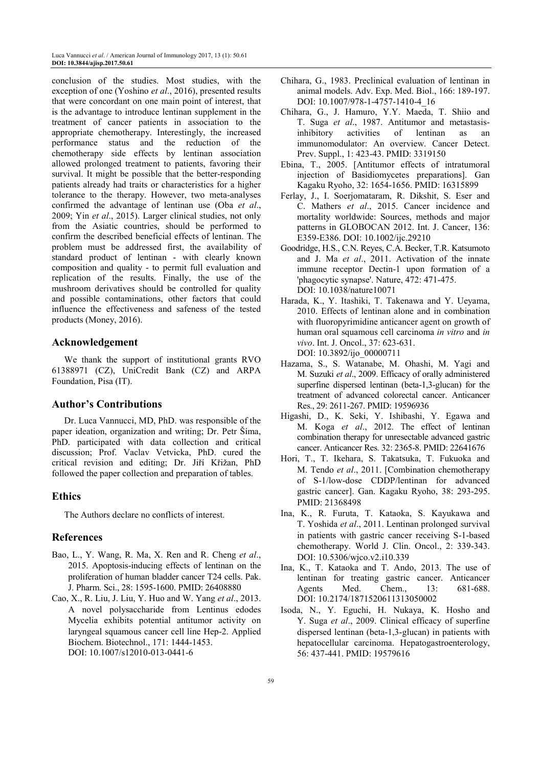conclusion of the studies. Most studies, with the exception of one (Yoshino *et al*., 2016), presented results that were concordant on one main point of interest, that is the advantage to introduce lentinan supplement in the treatment of cancer patients in association to the appropriate chemotherapy. Interestingly, the increased performance status and the reduction of the chemotherapy side effects by lentinan association allowed prolonged treatment to patients, favoring their survival. It might be possible that the better-responding patients already had traits or characteristics for a higher tolerance to the therapy. However, two meta-analyses confirmed the advantage of lentinan use (Oba *et al*., 2009; Yin *et al*., 2015). Larger clinical studies, not only from the Asiatic countries, should be performed to confirm the described beneficial effects of lentinan. The problem must be addressed first, the availability of standard product of lentinan - with clearly known composition and quality - to permit full evaluation and replication of the results. Finally, the use of the mushroom derivatives should be controlled for quality and possible contaminations, other factors that could influence the effectiveness and safeness of the tested products (Money, 2016).

## Acknowledgement

We thank the support of institutional grants RVO 61388971 (CZ), UniCredit Bank (CZ) and ARPA Foundation, Pisa (IT).

## Author's Contributions

Dr. Luca Vannucci, MD, PhD. was responsible of the paper ideation, organization and writing; Dr. Petr Šíma, PhD. participated with data collection and critical discussion; Prof. Vaclav Vetvicka, PhD. cured the critical revision and editing; Dr. Jiří Křižan, PhD followed the paper collection and preparation of tables.

## Ethics

The Authors declare no conflicts of interest.

## References

Bao, L., Y. Wang, R. Ma, X. Ren and R. Cheng *et al*., 2015. Apoptosis-inducing effects of lentinan on the proliferation of human bladder cancer T24 cells. Pak. J. Pharm. Sci., 28: 1595-1600. PMID: 26408880

Cao, X., R. Liu, J. Liu, Y. Huo and W. Yang *et al*., 2013. A novel polysaccharide from Lentinus edodes Mycelia exhibits potential antitumor activity on laryngeal squamous cancer cell line Hep-2. Applied Biochem. Biotechnol., 171: 1444-1453. DOI: 10.1007/s12010-013-0441-6

Chihara, G., 1983. Preclinical evaluation of lentinan in animal models. Adv. Exp. Med. Biol., 166: 189-197. DOI: 10.1007/978-1-4757-1410-4_16

Chihara, G., J. Hamuro, Y.Y. Maeda, T. Shiio and T. Suga *et al*., 1987. Antitumor and metastasis-inhibitory activities of lentinan as an immunomodulator: An overview. Cancer Detect. Prev. Suppl., 1: 423-43. PMID: 3319150

Ebina, T., 2005. [Antitumor effects of intratumoral injection of Basidiomycetes preparations]. Gan Kagaku Ryoho, 32: 1654-1656. PMID: 16315899

Ferlay, J., I. Soerjomataram, R. Dikshit, S. Eser and C. Mathers *et al*., 2015. Cancer incidence and mortality worldwide: Sources, methods and major patterns in GLOBOCAN 2012. Int. J. Cancer, 136: E359-E386. DOI: 10.1002/ijc.29210

Goodridge, H.S., C.N. Reyes, C.A. Becker, T.R. Katsumoto and J. Ma *et al*., 2011. Activation of the innate immune receptor Dectin-1 upon formation of a 'phagocytic synapse'. Nature, 472: 471-475. DOI: 10.1038/nature10071

Harada, K., Y. Itashiki, T. Takenawa and Y. Ueyama, 2010. Effects of lentinan alone and in combination with fluoropyrimidine anticancer agent on growth of human oral squamous cell carcinoma *in vitro* and *in vivo*. Int. J. Oncol., 37: 623-631. DOI: 10.3892/ijo_00000711

Hazama, S., S. Watanabe, M. Ohashi, M. Yagi and M. Suzuki *et al*., 2009. Efficacy of orally administered superfine dispersed lentinan (beta-1,3-glucan) for the treatment of advanced colorectal cancer. Anticancer Res., 29: 2611-267. PMID: 19596936

Higashi, D., K. Seki, Y. Ishibashi, Y. Egawa and M. Koga *et al*., 2012. The effect of lentinan combination therapy for unresectable advanced gastric cancer. Anticancer Res. 32: 2365-8. PMID: 22641676

Hori, T., T. Ikehara, S. Takatsuka, T. Fukuoka and M. Tendo *et al*., 2011. [Combination chemotherapy of S-1/low-dose CDDP/lentinan for advanced gastric cancer]. Gan. Kagaku Ryoho, 38: 293-295. PMID: 21368498

Ina, K., R. Furuta, T. Kataoka, S. Kayukawa and T. Yoshida *et al*., 2011. Lentinan prolonged survival in patients with gastric cancer receiving S-1-based chemotherapy. World J. Clin. Oncol., 2: 339-343. DOI: 10.5306/wjco.v2.i10.339

Ina, K., T. Kataoka and T. Ando, 2013. The use of lentinan for treating gastric cancer. Anticancer Agents Med. Chem., 13: 681-688. DOI: 10.2174/1871520611313050002

Isoda, N., Y. Eguchi, H. Nukaya, K. Hosho and Y. Suga *et al*., 2009. Clinical efficacy of superfine dispersed lentinan (beta-1,3-glucan) in patients with hepatocellular carcinoma. Hepatogastroenterology, 56: 437-441. PMID: 19579616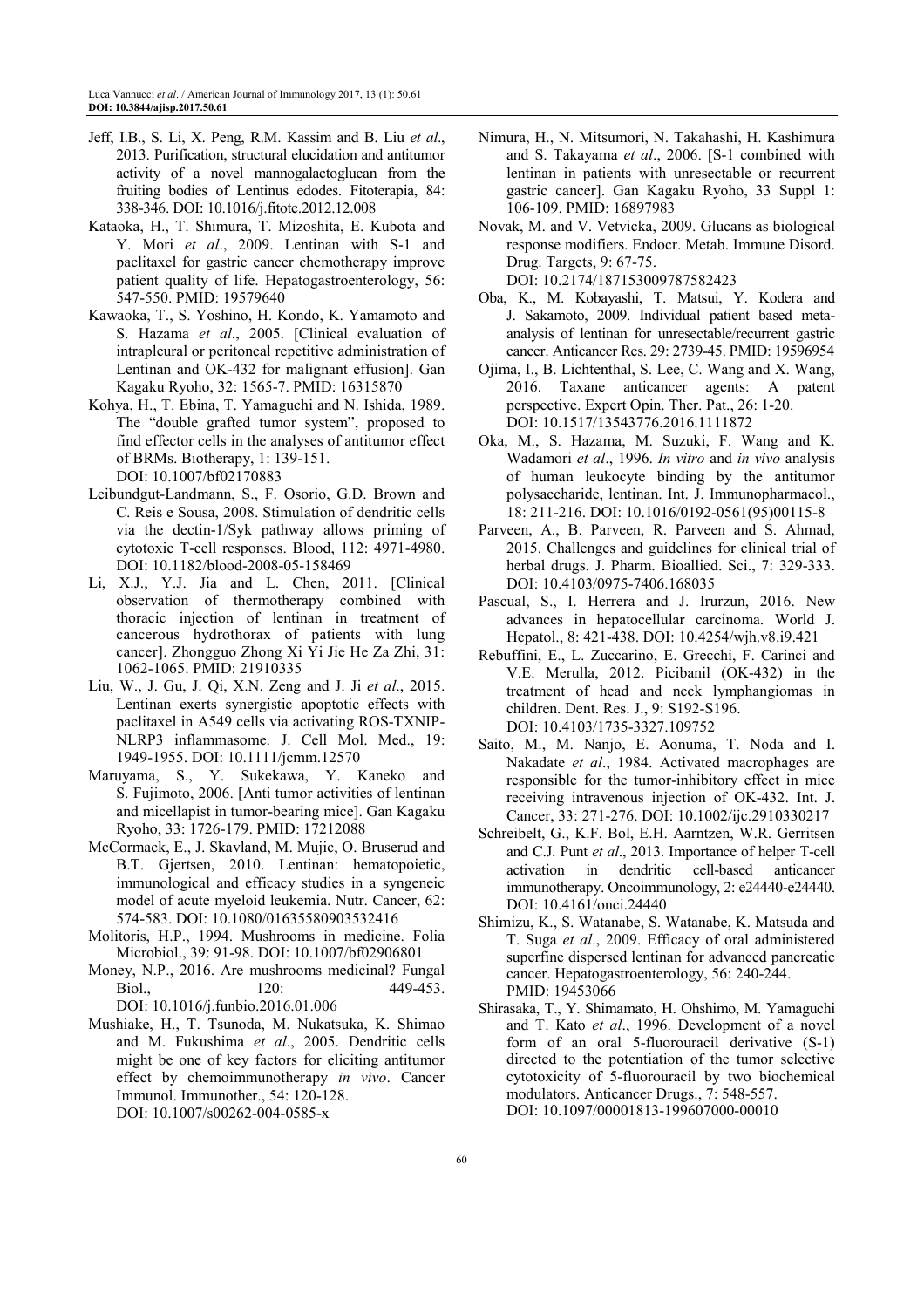Jeff, I.B., S. Li, X. Peng, R.M. Kassim and B. Liu *et al*., 2013. Purification, structural elucidation and antitumor activity of a novel mannogalactoglucan from the fruiting bodies of Lentinus edodes. Fitoterapia, 84: 338-346. DOI: 10.1016/j.fitote.2012.12.008

Kataoka, H., T. Shimura, T. Mizoshita, E. Kubota and Y. Mori *et al*., 2009. Lentinan with S-1 and paclitaxel for gastric cancer chemotherapy improve patient quality of life. Hepatogastroenterology, 56: 547-550. PMID: 19579640

Kawaoka, T., S. Yoshino, H. Kondo, K. Yamamoto and S. Hazama *et al*., 2005. [Clinical evaluation of intrapleural or peritoneal repetitive administration of Lentinan and OK-432 for malignant effusion]. Gan Kagaku Ryoho, 32: 1565-7. PMID: 16315870

Kohya, H., T. Ebina, T. Yamaguchi and N. Ishida, 1989. The "double grafted tumor system", proposed to find effector cells in the analyses of antitumor effect of BRMs. Biotherapy, 1: 139-151. DOI: 10.1007/bf02170883

Leibundgut-Landmann, S., F. Osorio, G.D. Brown and C. Reis e Sousa, 2008. Stimulation of dendritic cells via the dectin-1/Syk pathway allows priming of cytotoxic T-cell responses. Blood, 112: 4971-4980. DOI: 10.1182/blood-2008-05-158469

Li, X.J., Y.J. Jia and L. Chen, 2011. [Clinical observation of thermotherapy combined with thoracic injection of lentinan in treatment of cancerous hydrothorax of patients with lung cancer]. Zhongguo Zhong Xi Yi Jie He Za Zhi, 31: 1062-1065. PMID: 21910335

Liu, W., J. Gu, J. Qi, X.N. Zeng and J. Ji *et al*., 2015. Lentinan exerts synergistic apoptotic effects with paclitaxel in A549 cells via activating ROS-TXNIP-NLRP3 inflammasome. J. Cell Mol. Med., 19: 1949-1955. DOI: 10.1111/jcmm.12570

Maruyama, S., Y. Sukekawa, Y. Kaneko and S. Fujimoto, 2006. [Anti tumor activities of lentinan and micellapist in tumor-bearing mice]. Gan Kagaku Ryoho, 33: 1726-179. PMID: 17212088

McCormack, E., J. Skavland, M. Mujic, O. Bruserud and B.T. Gjertsen, 2010. Lentinan: hematopoietic, immunological and efficacy studies in a syngeneic model of acute myeloid leukemia. Nutr. Cancer, 62: 574-583. DOI: 10.1080/01635580903532416

Molitoris, H.P., 1994. Mushrooms in medicine. Folia Microbiol., 39: 91-98. DOI: 10.1007/bf02906801

Money, N.P., 2016. Are mushrooms medicinal? Fungal Biol., 120: 449-453. DOI: 10.1016/j.funbio.2016.01.006

Mushiake, H., T. Tsunoda, M. Nukatsuka, K. Shimao and M. Fukushima *et al*., 2005. Dendritic cells might be one of key factors for eliciting antitumor effect by chemoimmunotherapy *in vivo*. Cancer Immunol. Immunother., 54: 120-128. DOI: 10.1007/s00262-004-0585-x

Nimura, H., N. Mitsumori, N. Takahashi, H. Kashimura and S. Takayama *et al*., 2006. [S-1 combined with lentinan in patients with unresectable or recurrent gastric cancer]. Gan Kagaku Ryoho, 33 Suppl 1: 106-109. PMID: 16897983

Novak, M. and V. Vetvicka, 2009. Glucans as biological response modifiers. Endocr. Metab. Immune Disord. Drug. Targets, 9: 67-75. DOI: 10.2174/187153009787582423

Oba, K., M. Kobayashi, T. Matsui, Y. Kodera and J. Sakamoto, 2009. Individual patient based meta-analysis of lentinan for unresectable/recurrent gastric cancer. Anticancer Res. 29: 2739-45. PMID: 19596954

Ojima, I., B. Lichtenthal, S. Lee, C. Wang and X. Wang, 2016. Taxane anticancer agents: A patent perspective. Expert Opin. Ther. Pat., 26: 1-20. DOI: 10.1517/13543776.2016.1111872

Oka, M., S. Hazama, M. Suzuki, F. Wang and K. Wadamori *et al*., 1996. *In vitro* and *in vivo* analysis of human leukocyte binding by the antitumor polysaccharide, lentinan. Int. J. Immunopharmacol., 18: 211-216. DOI: 10.1016/0192-0561(95)00115-8

Parveen, A., B. Parveen, R. Parveen and S. Ahmad, 2015. Challenges and guidelines for clinical trial of herbal drugs. J. Pharm. Bioallied. Sci., 7: 329-333. DOI: 10.4103/0975-7406.168035

Pascual, S., I. Herrera and J. Irurzun, 2016. New advances in hepatocellular carcinoma. World J. Hepatol., 8: 421-438. DOI: 10.4254/wjh.v8.i9.421

Rebuffini, E., L. Zuccarino, E. Grecchi, F. Carinci and V.E. Merulla, 2012. Picibanil (OK-432) in the treatment of head and neck lymphangiomas in children. Dent. Res. J., 9: S192-S196. DOI: 10.4103/1735-3327.109752

Saito, M., M. Nanjo, E. Aonuma, T. Noda and I. Nakadate *et al*., 1984. Activated macrophages are responsible for the tumor-inhibitory effect in mice receiving intravenous injection of OK-432. Int. J. Cancer, 33: 271-276. DOI: 10.1002/ijc.2910330217

Schreibelt, G., K.F. Bol, E.H. Aarntzen, W.R. Gerritsen and C.J. Punt *et al*., 2013. Importance of helper T-cell activation in dendritic cell-based anticancer immunotherapy. Oncoimmunology, 2: e24440-e24440. DOI: 10.4161/onci.24440

Shimizu, K., S. Watanabe, S. Watanabe, K. Matsuda and T. Suga *et al*., 2009. Efficacy of oral administered superfine dispersed lentinan for advanced pancreatic cancer. Hepatogastroenterology, 56: 240-244. PMID: 19453066

Shirasaka, T., Y. Shimamato, H. Ohshimo, M. Yamaguchi and T. Kato *et al*., 1996. Development of a novel form of an oral 5-fluorouracil derivative (S-1) directed to the potentiation of the tumor selective cytotoxicity of 5-fluorouracil by two biochemical modulators. Anticancer Drugs., 7: 548-557. DOI: 10.1097/00001813-199607000-00010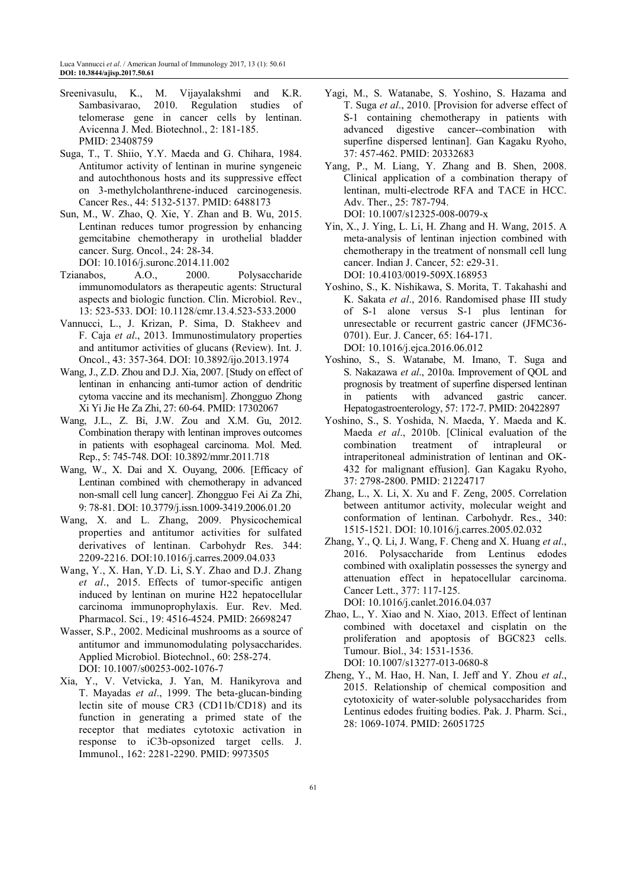Sreenivasulu, K., M. Vijayalakshmi and K.R. Sambasivarao, 2010. Regulation studies of telomerase gene in cancer cells by lentinan. Avicenna J. Med. Biotechnol., 2: 181-185. PMID: 23408759

Suga, T., T. Shiio, Y.Y. Maeda and G. Chihara, 1984. Antitumor activity of lentinan in murine syngeneic and autochthonous hosts and its suppressive effect on 3-methylcholanthrene-induced carcinogenesis. Cancer Res., 44: 5132-5137. PMID: 6488173

Sun, M., W. Zhao, Q. Xie, Y. Zhan and B. Wu, 2015. Lentinan reduces tumor progression by enhancing gemcitabine chemotherapy in urothelial bladder cancer. Surg. Oncol., 24: 28-34. DOI: 10.1016/j.suronc.2014.11.002

Tzianabos, A.O., 2000. Polysaccharide immunomodulators as therapeutic agents: Structural aspects and biologic function. Clin. Microbiol. Rev., 13: 523-533. DOI: 10.1128/cmr.13.4.523-533.2000

Vannucci, L., J. Krizan, P. Sima, D. Stakheev and F. Caja *et al*., 2013. Immunostimulatory properties and antitumor activities of glucans (Review). Int. J. Oncol., 43: 357-364. DOI: 10.3892/ijo.2013.1974

Wang, J., Z.D. Zhou and D.J. Xia, 2007. [Study on effect of lentinan in enhancing anti-tumor action of dendritic cytoma vaccine and its mechanism]. Zhongguo Zhong Xi Yi Jie He Za Zhi, 27: 60-64. PMID: 17302067

Wang, J.L., Z. Bi, J.W. Zou and X.M. Gu, 2012. Combination therapy with lentinan improves outcomes in patients with esophageal carcinoma. Mol. Med. Rep., 5: 745-748. DOI: 10.3892/mmr.2011.718

Wang, W., X. Dai and X. Ouyang, 2006. [Efficacy of Lentinan combined with chemotherapy in advanced non-small cell lung cancer]. Zhongguo Fei Ai Za Zhi, 9: 78-81. DOI: 10.3779/j.issn.1009-3419.2006.01.20

Wang, X. and L. Zhang, 2009. Physicochemical properties and antitumor activities for sulfated derivatives of lentinan. Carbohydr Res. 344: 2209-2216. DOI:10.1016/j.carres.2009.04.033

Wang, Y., X. Han, Y.D. Li, S.Y. Zhao and D.J. Zhang *et al*., 2015. Effects of tumor-specific antigen induced by lentinan on murine H22 hepatocellular carcinoma immunoprophylaxis. Eur. Rev. Med. Pharmacol. Sci., 19: 4516-4524. PMID: 26698247

Wasser, S.P., 2002. Medicinal mushrooms as a source of antitumor and immunomodulating polysaccharides. Applied Microbiol. Biotechnol., 60: 258-274. DOI: 10.1007/s00253-002-1076-7

Xia, Y., V. Vetvicka, J. Yan, M. Hanikyrova and T. Mayadas *et al*., 1999. The beta-glucan-binding lectin site of mouse CR3 (CD11b/CD18) and its function in generating a primed state of the receptor that mediates cytotoxic activation in response to iC3b-opsonized target cells. J. Immunol., 162: 2281-2290. PMID: 9973505

Yagi, M., S. Watanabe, S. Yoshino, S. Hazama and T. Suga *et al*., 2010. [Provision for adverse effect of S-1 containing chemotherapy in patients with advanced digestive cancer--combination with superfine dispersed lentinan]. Gan Kagaku Ryoho, 37: 457-462. PMID: 20332683

Yang, P., M. Liang, Y. Zhang and B. Shen, 2008. Clinical application of a combination therapy of lentinan, multi-electrode RFA and TACE in HCC. Adv. Ther., 25: 787-794. DOI: 10.1007/s12325-008-0079-x

Yin, X., J. Ying, L. Li, H. Zhang and H. Wang, 2015. A meta-analysis of lentinan injection combined with chemotherapy in the treatment of nonsmall cell lung cancer. Indian J. Cancer, 52: e29-31. DOI: 10.4103/0019-509X.168953

Yoshino, S., K. Nishikawa, S. Morita, T. Takahashi and K. Sakata *et al*., 2016. Randomised phase III study of S-1 alone versus S-1 plus lentinan for unresectable or recurrent gastric cancer (JFMC36-0701). Eur. J. Cancer, 65: 164-171. DOI: 10.1016/j.ejca.2016.06.012

Yoshino, S., S. Watanabe, M. Imano, T. Suga and S. Nakazawa *et al*., 2010a. Improvement of QOL and prognosis by treatment of superfine dispersed lentinan in patients with advanced gastric cancer. Hepatogastroenterology, 57: 172-7. PMID: 20422897

Yoshino, S., S. Yoshida, N. Maeda, Y. Maeda and K. Maeda *et al*., 2010b. [Clinical evaluation of the combination treatment of intrapleural or intraperitoneal administration of lentinan and OK-432 for malignant effusion]. Gan Kagaku Ryoho, 37: 2798-2800. PMID: 21224717

Zhang, L., X. Li, X. Xu and F. Zeng, 2005. Correlation between antitumor activity, molecular weight and conformation of lentinan. Carbohydr. Res., 340: 1515-1521. DOI: 10.1016/j.carres.2005.02.032

Zhang, Y., Q. Li, J. Wang, F. Cheng and X. Huang *et al*., 2016. Polysaccharide from Lentinus edodes combined with oxaliplatin possesses the synergy and attenuation effect in hepatocellular carcinoma. Cancer Lett., 377: 117-125. DOI: 10.1016/j.canlet.2016.04.037

Zhao, L., Y. Xiao and N. Xiao, 2013. Effect of lentinan combined with docetaxel and cisplatin on the proliferation and apoptosis of BGC823 cells. Tumour. Biol., 34: 1531-1536. DOI: 10.1007/s13277-013-0680-8

Zheng, Y., M. Hao, H. Nan, I. Jeff and Y. Zhou *et al*., 2015. Relationship of chemical composition and cytotoxicity of water-soluble polysaccharides from Lentinus edodes fruiting bodies. Pak. J. Pharm. Sci., 28: 1069-1074. PMID: 26051725